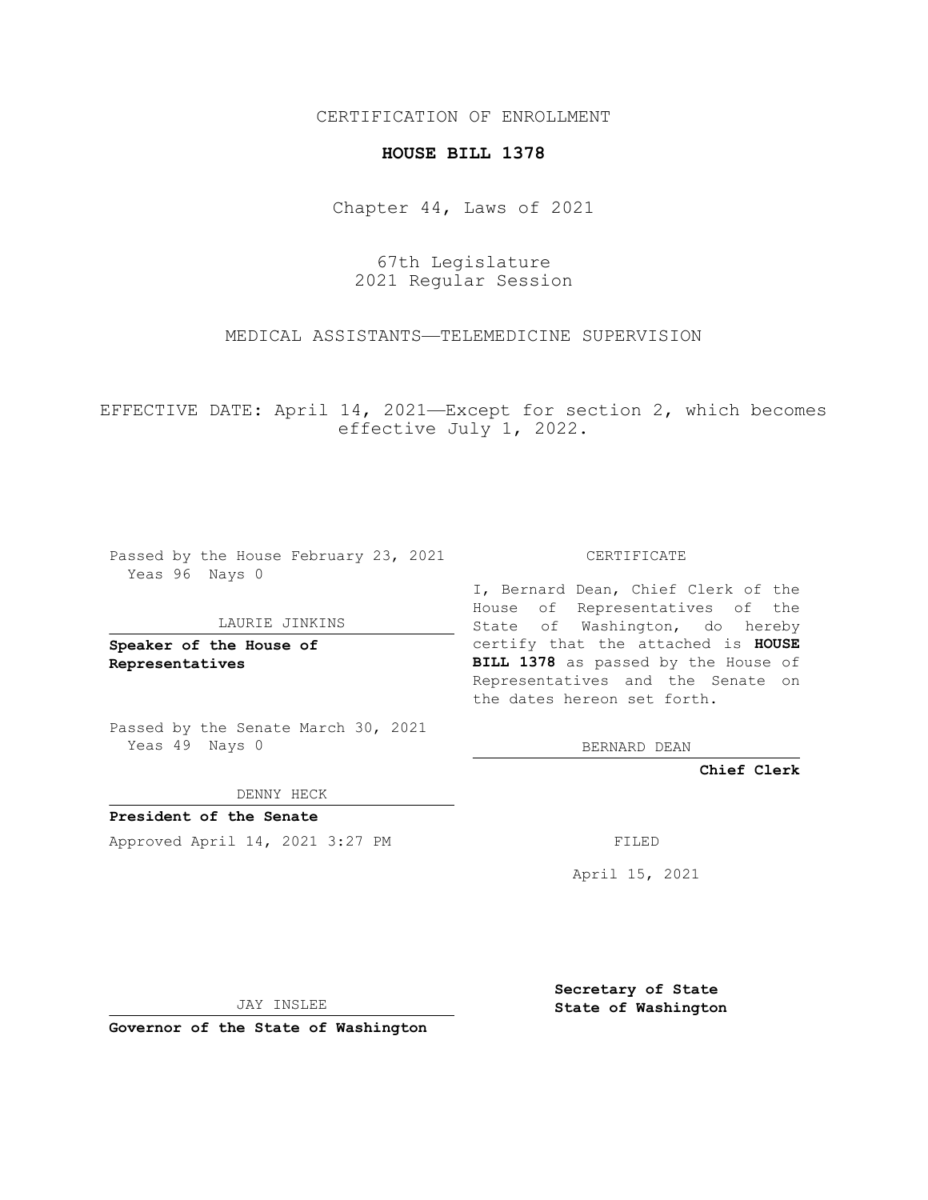CERTIFICATION OF ENROLLMENT

**HOUSE BILL 1378**

Chapter 44, Laws of 2021

67th Legislature
2021 Regular Session

MEDICAL ASSISTANTS—TELEMEDICINE SUPERVISION

EFFECTIVE DATE: April 14, 2021—Except for section 2, which becomes effective July 1, 2022.

Passed by the House February 23, 2021
Yeas 96 Nays 0

LAURIE JINKINS

**Speaker of the House of Representatives**

Passed by the Senate March 30, 2021
Yeas 49 Nays 0

DENNY HECK

**President of the Senate**

Approved April 14, 2021 3:27 PM

JAY INSLEE

**Governor of the State of Washington**

CERTIFICATE

I, Bernard Dean, Chief Clerk of the House of Representatives of the State of Washington, do hereby certify that the attached is **HOUSE BILL 1378** as passed by the House of Representatives and the Senate on the dates hereon set forth.

BERNARD DEAN

**Chief Clerk**

FILED

April 15, 2021

**Secretary of State**
**State of Washington**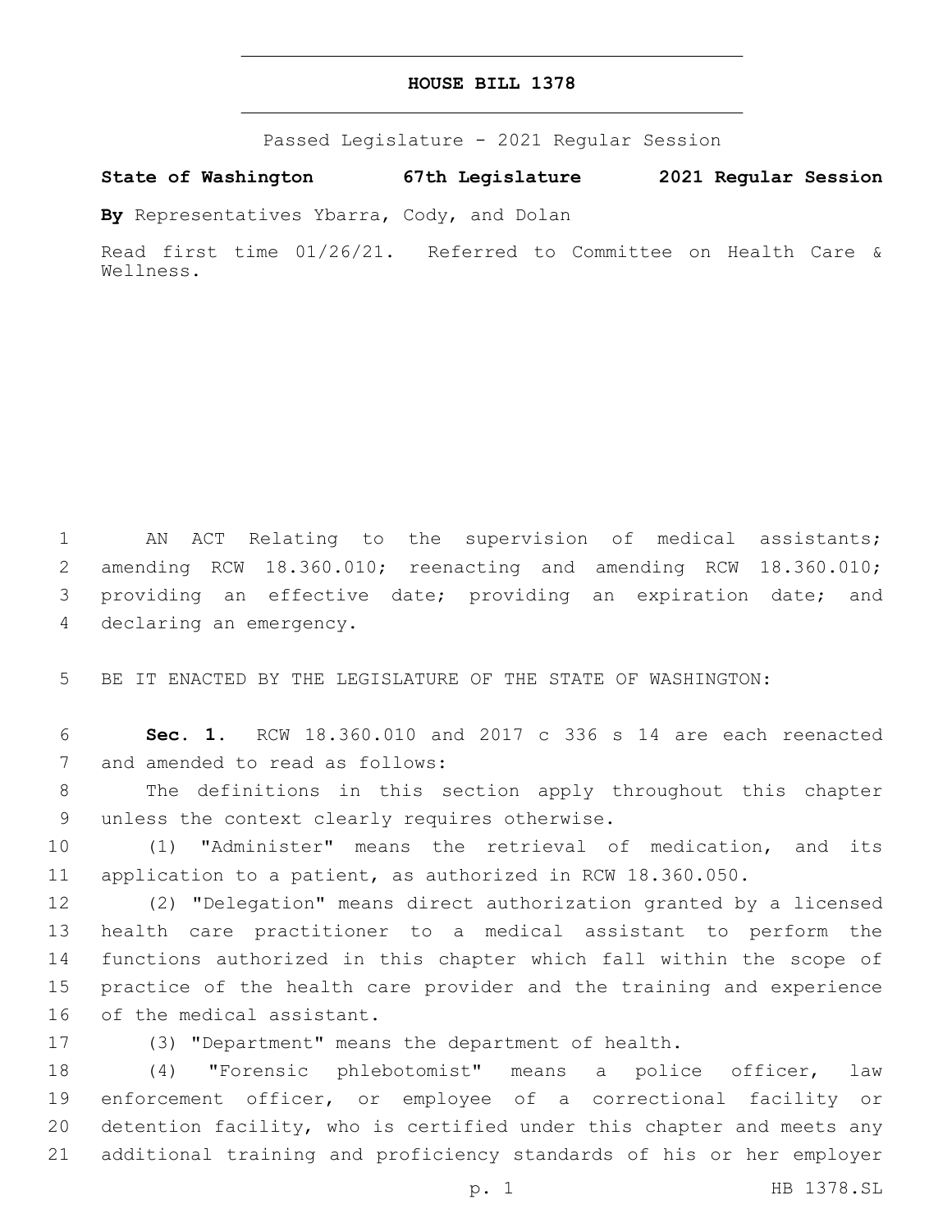# HOUSE BILL 1378

Passed Legislature - 2021 Regular Session

**State of Washington 67th Legislature 2021 Regular Session**

**By** Representatives Ybarra, Cody, and Dolan

Read first time 01/26/21. Referred to Committee on Health Care & Wellness.

AN ACT Relating to the supervision of medical assistants; amending RCW 18.360.010; reenacting and amending RCW 18.360.010; providing an effective date; providing an expiration date; and declaring an emergency.

BE IT ENACTED BY THE LEGISLATURE OF THE STATE OF WASHINGTON:

**Sec. 1.** RCW 18.360.010 and 2017 c 336 s 14 are each reenacted and amended to read as follows:

The definitions in this section apply throughout this chapter unless the context clearly requires otherwise.

(1) "Administer" means the retrieval of medication, and its application to a patient, as authorized in RCW 18.360.050.

(2) "Delegation" means direct authorization granted by a licensed health care practitioner to a medical assistant to perform the functions authorized in this chapter which fall within the scope of practice of the health care provider and the training and experience of the medical assistant.

(3) "Department" means the department of health.

(4) "Forensic phlebotomist" means a police officer, law enforcement officer, or employee of a correctional facility or detention facility, who is certified under this chapter and meets any additional training and proficiency standards of his or her employer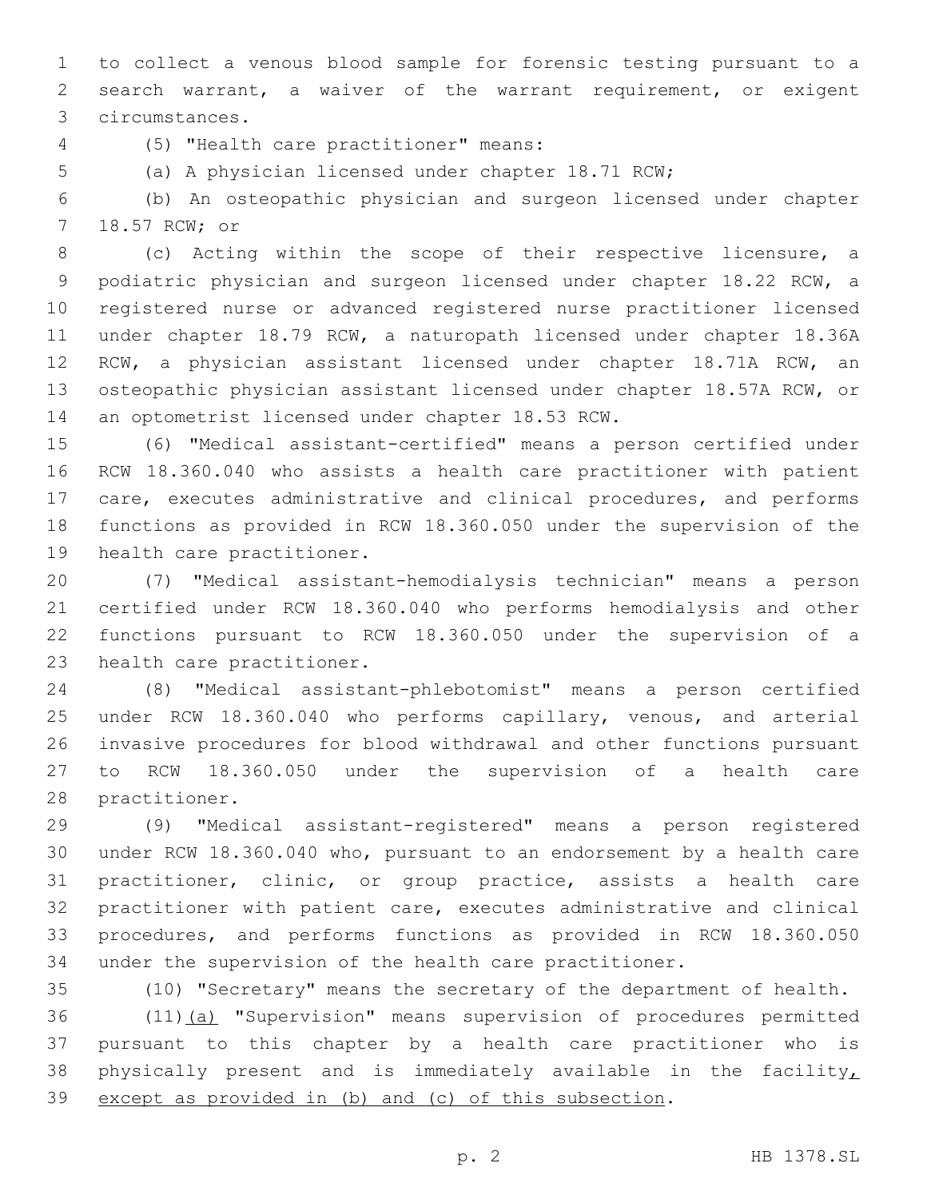to collect a venous blood sample for forensic testing pursuant to a search warrant, a waiver of the warrant requirement, or exigent circumstances.

(5) "Health care practitioner" means:

(a) A physician licensed under chapter 18.71 RCW;

(b) An osteopathic physician and surgeon licensed under chapter 18.57 RCW; or

(c) Acting within the scope of their respective licensure, a podiatric physician and surgeon licensed under chapter 18.22 RCW, a registered nurse or advanced registered nurse practitioner licensed under chapter 18.79 RCW, a naturopath licensed under chapter 18.36A RCW, a physician assistant licensed under chapter 18.71A RCW, an osteopathic physician assistant licensed under chapter 18.57A RCW, or an optometrist licensed under chapter 18.53 RCW.

(6) "Medical assistant-certified" means a person certified under RCW 18.360.040 who assists a health care practitioner with patient care, executes administrative and clinical procedures, and performs functions as provided in RCW 18.360.050 under the supervision of the health care practitioner.

(7) "Medical assistant-hemodialysis technician" means a person certified under RCW 18.360.040 who performs hemodialysis and other functions pursuant to RCW 18.360.050 under the supervision of a health care practitioner.

(8) "Medical assistant-phlebotomist" means a person certified under RCW 18.360.040 who performs capillary, venous, and arterial invasive procedures for blood withdrawal and other functions pursuant to RCW 18.360.050 under the supervision of a health care practitioner.

(9) "Medical assistant-registered" means a person registered under RCW 18.360.040 who, pursuant to an endorsement by a health care practitioner, clinic, or group practice, assists a health care practitioner with patient care, executes administrative and clinical procedures, and performs functions as provided in RCW 18.360.050 under the supervision of the health care practitioner.

(10) "Secretary" means the secretary of the department of health.

(11)<u>(a)</u> "Supervision" means supervision of procedures permitted pursuant to this chapter by a health care practitioner who is physically present and is immediately available in the facility<u>, except as provided in (b) and (c) of this subsection</u>.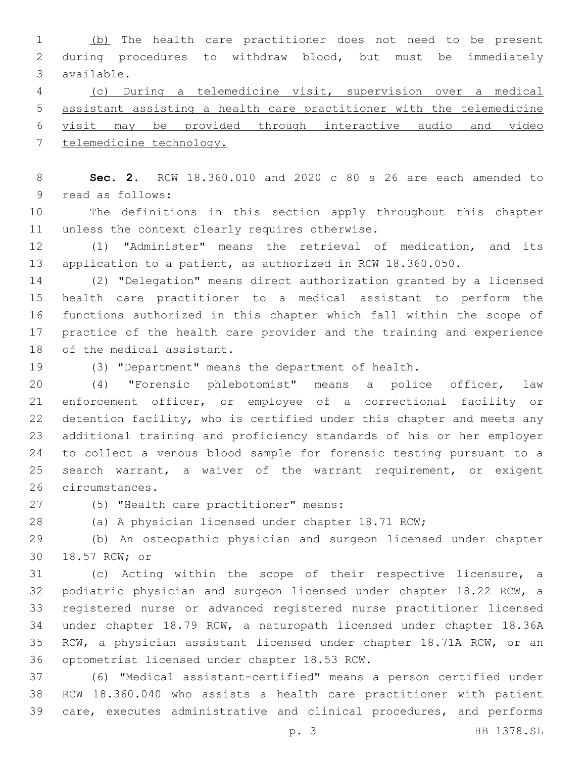(b) The health care practitioner does not need to be present during procedures to withdraw blood, but must be immediately available.

(c) During a telemedicine visit, supervision over a medical assistant assisting a health care practitioner with the telemedicine visit may be provided through interactive audio and video telemedicine technology.

**Sec. 2.** RCW 18.360.010 and 2020 c 80 s 26 are each amended to read as follows:

The definitions in this section apply throughout this chapter unless the context clearly requires otherwise.

(1) "Administer" means the retrieval of medication, and its application to a patient, as authorized in RCW 18.360.050.

(2) "Delegation" means direct authorization granted by a licensed health care practitioner to a medical assistant to perform the functions authorized in this chapter which fall within the scope of practice of the health care provider and the training and experience of the medical assistant.

(3) "Department" means the department of health.

(4) "Forensic phlebotomist" means a police officer, law enforcement officer, or employee of a correctional facility or detention facility, who is certified under this chapter and meets any additional training and proficiency standards of his or her employer to collect a venous blood sample for forensic testing pursuant to a search warrant, a waiver of the warrant requirement, or exigent circumstances.

(5) "Health care practitioner" means:

(a) A physician licensed under chapter 18.71 RCW;

(b) An osteopathic physician and surgeon licensed under chapter 18.57 RCW; or

(c) Acting within the scope of their respective licensure, a podiatric physician and surgeon licensed under chapter 18.22 RCW, a registered nurse or advanced registered nurse practitioner licensed under chapter 18.79 RCW, a naturopath licensed under chapter 18.36A RCW, a physician assistant licensed under chapter 18.71A RCW, or an optometrist licensed under chapter 18.53 RCW.

(6) "Medical assistant-certified" means a person certified under RCW 18.360.040 who assists a health care practitioner with patient care, executes administrative and clinical procedures, and performs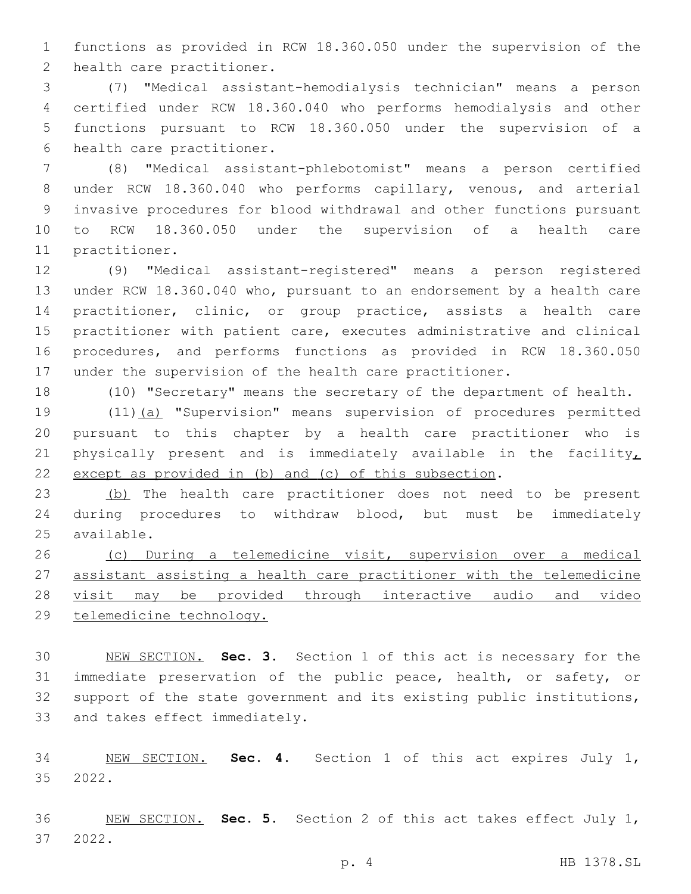functions as provided in RCW 18.360.050 under the supervision of the health care practitioner.

(7) "Medical assistant-hemodialysis technician" means a person certified under RCW 18.360.040 who performs hemodialysis and other functions pursuant to RCW 18.360.050 under the supervision of a health care practitioner.

(8) "Medical assistant-phlebotomist" means a person certified under RCW 18.360.040 who performs capillary, venous, and arterial invasive procedures for blood withdrawal and other functions pursuant to RCW 18.360.050 under the supervision of a health care practitioner.

(9) "Medical assistant-registered" means a person registered under RCW 18.360.040 who, pursuant to an endorsement by a health care practitioner, clinic, or group practice, assists a health care practitioner with patient care, executes administrative and clinical procedures, and performs functions as provided in RCW 18.360.050 under the supervision of the health care practitioner.

(10) "Secretary" means the secretary of the department of health.

(11)(a) "Supervision" means supervision of procedures permitted pursuant to this chapter by a health care practitioner who is physically present and is immediately available in the facility, except as provided in (b) and (c) of this subsection.

(b) The health care practitioner does not need to be present during procedures to withdraw blood, but must be immediately available.

(c) During a telemedicine visit, supervision over a medical assistant assisting a health care practitioner with the telemedicine visit may be provided through interactive audio and video telemedicine technology.

NEW SECTION. **Sec. 3.** Section 1 of this act is necessary for the immediate preservation of the public peace, health, or safety, or support of the state government and its existing public institutions, and takes effect immediately.

NEW SECTION. **Sec. 4.** Section 1 of this act expires July 1, 2022.

NEW SECTION. **Sec. 5.** Section 2 of this act takes effect July 1, 2022.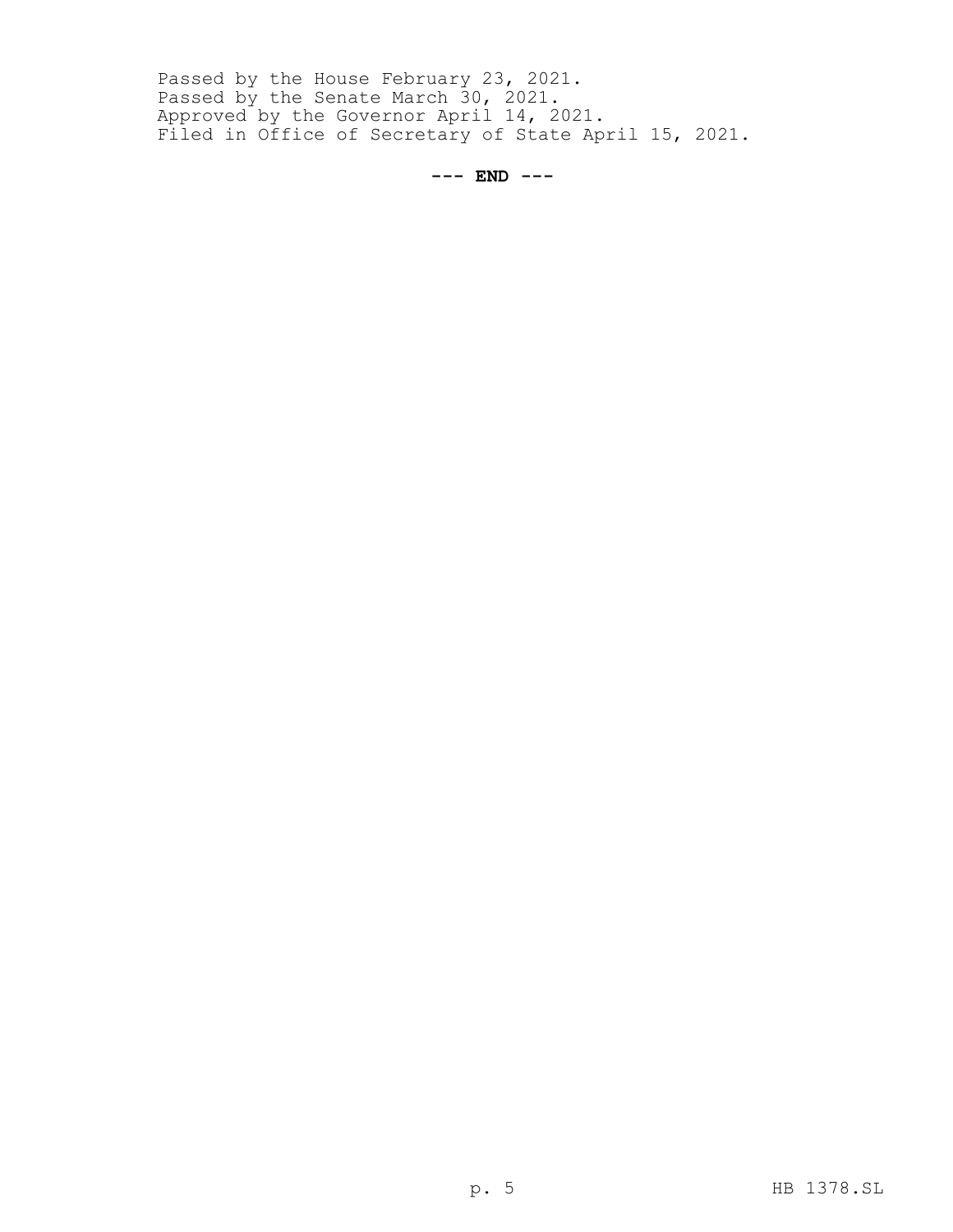Passed by the House February 23, 2021.
Passed by the Senate March 30, 2021.
Approved by the Governor April 14, 2021.
Filed in Office of Secretary of State April 15, 2021.

**--- END ---**